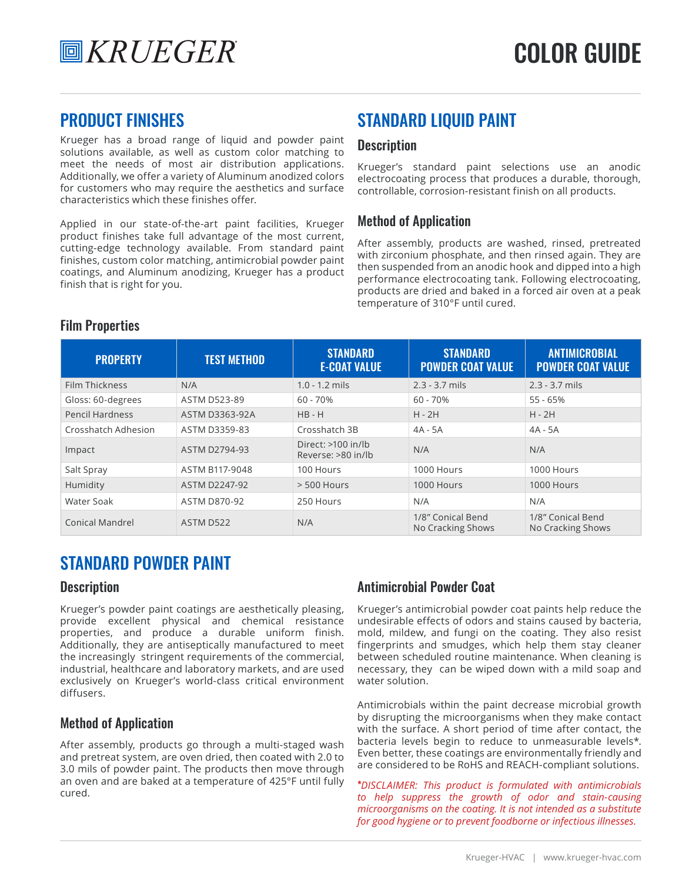# KRUEGER

# COLOR GUIDE

## PRODUCT FINISHES

Krueger has a broad range of liquid and powder paint solutions available, as well as custom color matching to meet the needs of most air distribution applications. Additionally, we offer a variety of Aluminum anodized colors for customers who may require the aesthetics and surface characteristics which these finishes offer.

Applied in our state-of-the-art paint facilities, Krueger product finishes take full advantage of the most current, cutting-edge technology available. From standard paint finishes, custom color matching, antimicrobial powder paint coatings, and Aluminum anodizing, Krueger has a product finish that is right for you.

## STANDARD LIQUID PAINT

### Description

Krueger's standard paint selections use an anodic electrocoating process that produces a durable, thorough, controllable, corrosion-resistant finish on all products.

### Method of Application

After assembly, products are washed, rinsed, pretreated with zirconium phosphate, and then rinsed again. They are then suspended from an anodic hook and dipped into a high performance electrocoating tank. Following electrocoating, products are dried and baked in a forced air oven at a peak temperature of 310°F until cured.

### Film Properties

| PROPERTY | TEST METHOD | STANDARD E-COAT VALUE | STANDARD POWDER COAT VALUE | ANTIMICROBIAL POWDER COAT VALUE |
|---|---|---|---|---|
| Film Thickness | N/A | 1.0 - 1.2 mils | 2.3 - 3.7 mils | 2.3 - 3.7 mils |
| Gloss: 60-degrees | ASTM D523-89 | 60 - 70% | 60 - 70% | 55 - 65% |
| Pencil Hardness | ASTM D3363-92A | HB - H | H - 2H | H - 2H |
| Crosshatch Adhesion | ASTM D3359-83 | Crosshatch 3B | 4A - 5A | 4A - 5A |
| Impact | ASTM D2794-93 | Direct: >100 in/lb Reverse: >80 in/lb | N/A | N/A |
| Salt Spray | ASTM B117-9048 | 100 Hours | 1000 Hours | 1000 Hours |
| Humidity | ASTM D2247-92 | > 500 Hours | 1000 Hours | 1000 Hours |
| Water Soak | ASTM D870-92 | 250 Hours | N/A | N/A |
| Conical Mandrel | ASTM D522 | N/A | 1/8" Conical Bend No Cracking Shows | 1/8" Conical Bend No Cracking Shows |

## STANDARD POWDER PAINT

### Description

Krueger's powder paint coatings are aesthetically pleasing, provide excellent physical and chemical resistance properties, and produce a durable uniform finish. Additionally, they are antiseptically manufactured to meet the increasingly stringent requirements of the commercial, industrial, healthcare and laboratory markets, and are used exclusively on Krueger's world-class critical environment diffusers.

### Method of Application

After assembly, products go through a multi-staged wash and pretreat system, are oven dried, then coated with 2.0 to 3.0 mils of powder paint. The products then move through an oven and are baked at a temperature of 425°F until fully cured.

### Antimicrobial Powder Coat

Krueger's antimicrobial powder coat paints help reduce the undesirable effects of odors and stains caused by bacteria, mold, mildew, and fungi on the coating. They also resist fingerprints and smudges, which help them stay cleaner between scheduled routine maintenance. When cleaning is necessary, they can be wiped down with a mild soap and water solution.

Antimicrobials within the paint decrease microbial growth by disrupting the microorganisms when they make contact with the surface. A short period of time after contact, the bacteria levels begin to reduce to unmeasurable levels*. Even better, these coatings are environmentally friendly and are considered to be RoHS and REACH-compliant solutions.

*\*DISCLAIMER: This product is formulated with antimicrobials to help suppress the growth of odor and stain-causing microorganisms on the coating. It is not intended as a substitute for good hygiene or to prevent foodborne or infectious illnesses.*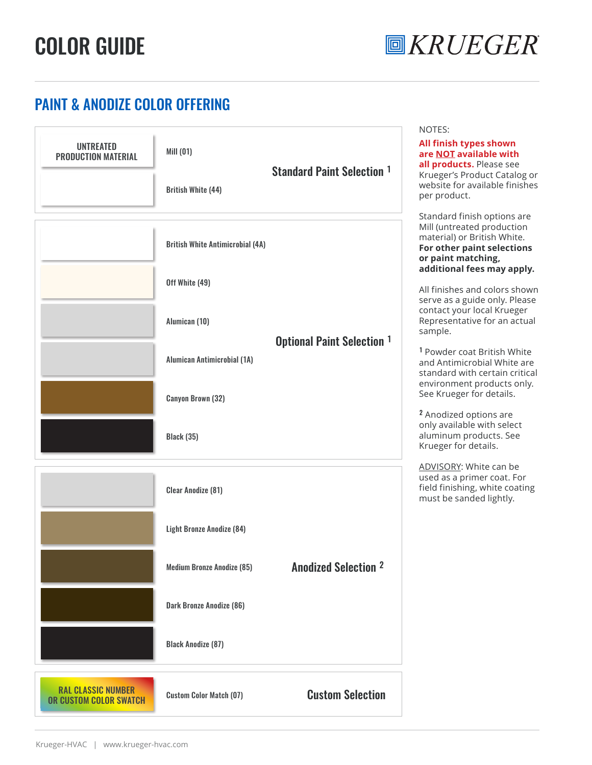# COLOR GUIDE

KRUEGER

## PAINT & ANODIZE COLOR OFFERING

| Swatch | Color | Selection |
|---|---|---|
| UNTREATED PRODUCTION MATERIAL | Mill (01) | Standard Paint Selection [1] |
| | British White (44) | |
| | British White Antimicrobial (4A) | Optional Paint Selection [1] |
| | Off White (49) | |
| | Alumican (10) | |
| | Alumican Antimicrobial (1A) | |
| | Canyon Brown (32) | |
| | Black (35) | |
| | Clear Anodize (81) | Anodized Selection [2] |
| | Light Bronze Anodize (84) | |
| | Medium Bronze Anodize (85) | |
| | Dark Bronze Anodize (86) | |
| | Black Anodize (87) | |
| RAL CLASSIC NUMBER OR CUSTOM COLOR SWATCH | Custom Color Match (07) | Custom Selection |

NOTES:

**All finish types shown are NOT available with all products.** Please see Krueger's Product Catalog or website for available finishes per product.

Standard finish options are Mill (untreated production material) or British White. **For other paint selections or paint matching, additional fees may apply.**

All finishes and colors shown serve as a guide only. Please contact your local Krueger Representative for an actual sample.

[1] Powder coat British White and Antimicrobial White are standard with certain critical environment products only. See Krueger for details.

[2] Anodized options are only available with select aluminum products. See Krueger for details.

ADVISORY: White can be used as a primer coat. For field finishing, white coating must be sanded lightly.

Krueger-HVAC | www.krueger-hvac.com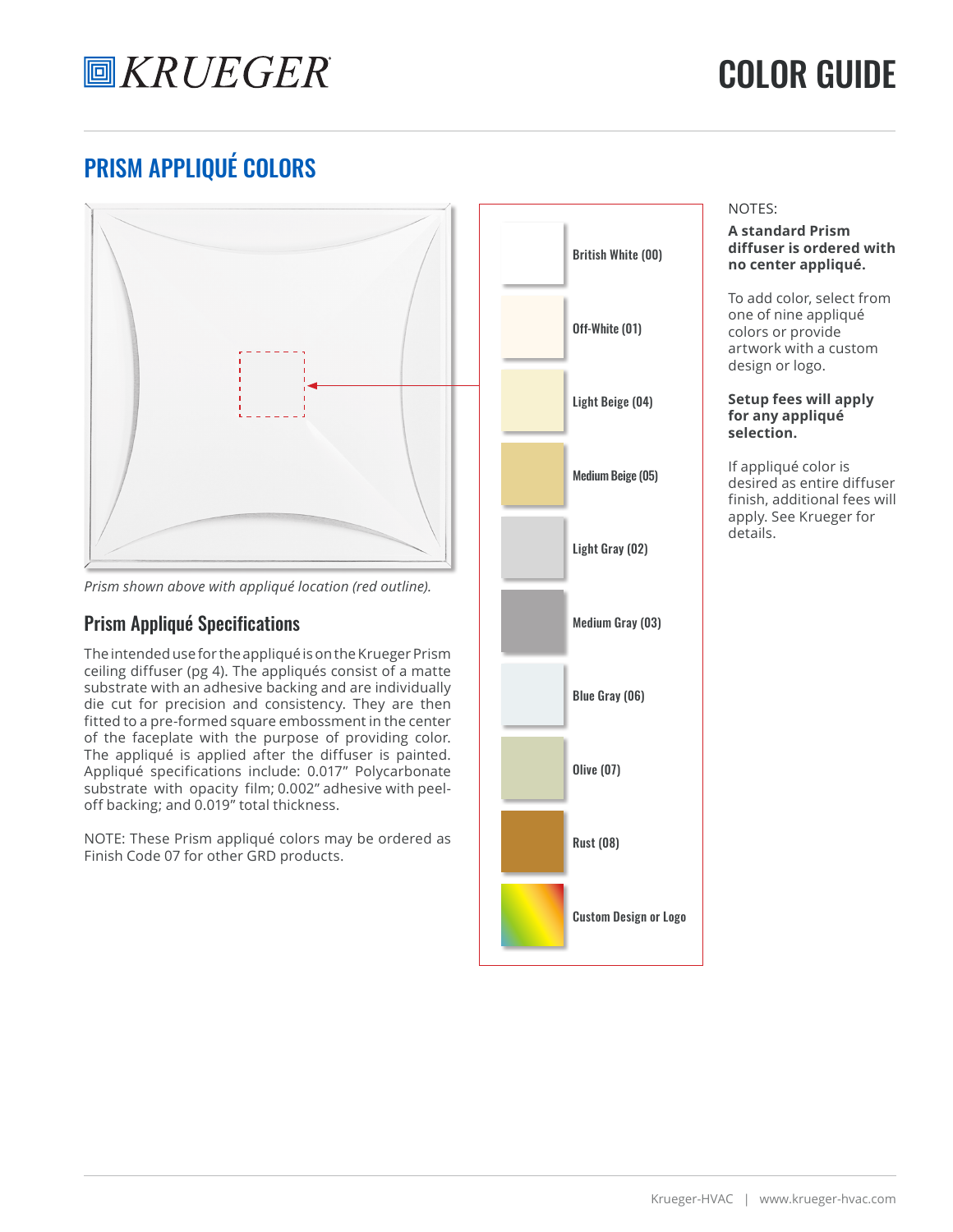# COLOR GUIDE

## PRISM APPLIQUÉ COLORS

*Prism shown above with appliqué location (red outline).*

### Prism Appliqué Specifications

The intended use for the appliqué is on the Krueger Prism ceiling diffuser (pg 4). The appliqués consist of a matte substrate with an adhesive backing and are individually die cut for precision and consistency. They are then fitted to a pre-formed square embossment in the center of the faceplate with the purpose of providing color. The appliqué is applied after the diffuser is painted. Appliqué specifications include: 0.017" Polycarbonate substrate with opacity film; 0.002" adhesive with peel-off backing; and 0.019" total thickness.

NOTE: These Prism appliqué colors may be ordered as Finish Code 07 for other GRD products.

- British White (00)
- Off-White (01)
- Light Beige (04)
- Medium Beige (05)
- Light Gray (02)
- Medium Gray (03)
- Blue Gray (06)
- Olive (07)
- Rust (08)
- Custom Design or Logo

NOTES:

**A standard Prism diffuser is ordered with no center appliqué.**

To add color, select from one of nine appliqué colors or provide artwork with a custom design or logo.

**Setup fees will apply for any appliqué selection.**

If appliqué color is desired as entire diffuser finish, additional fees will apply. See Krueger for details.